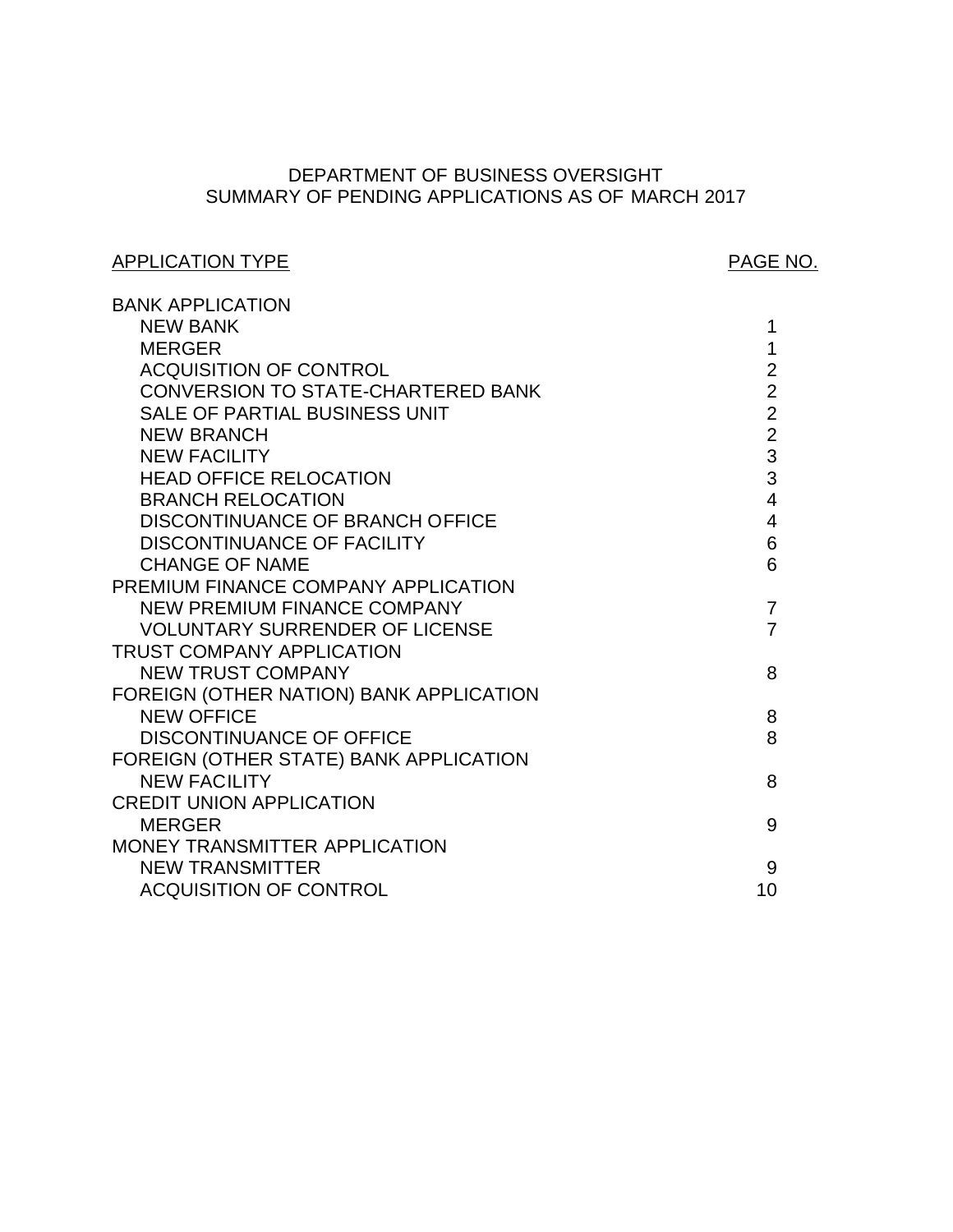# DEPARTMENT OF BUSINESS OVERSIGHT
## SUMMARY OF PENDING APPLICATIONS AS OF MARCH 2017

| APPLICATION TYPE | PAGE NO. |
|---|---|
| **BANK APPLICATION** | |
| NEW BANK | 1 |
| MERGER | 1 |
| ACQUISITION OF CONTROL | 2 |
| CONVERSION TO STATE-CHARTERED BANK | 2 |
| SALE OF PARTIAL BUSINESS UNIT | 2 |
| NEW BRANCH | 2 |
| NEW FACILITY | 3 |
| HEAD OFFICE RELOCATION | 3 |
| BRANCH RELOCATION | 4 |
| DISCONTINUANCE OF BRANCH OFFICE | 4 |
| DISCONTINUANCE OF FACILITY | 6 |
| CHANGE OF NAME | 6 |
| **PREMIUM FINANCE COMPANY APPLICATION** | |
| NEW PREMIUM FINANCE COMPANY | 7 |
| VOLUNTARY SURRENDER OF LICENSE | 7 |
| **TRUST COMPANY APPLICATION** | |
| NEW TRUST COMPANY | 8 |
| **FOREIGN (OTHER NATION) BANK APPLICATION** | |
| NEW OFFICE | 8 |
| DISCONTINUANCE OF OFFICE | 8 |
| **FOREIGN (OTHER STATE) BANK APPLICATION** | |
| NEW FACILITY | 8 |
| **CREDIT UNION APPLICATION** | |
| MERGER | 9 |
| **MONEY TRANSMITTER APPLICATION** | |
| NEW TRANSMITTER | 9 |
| ACQUISITION OF CONTROL | 10 |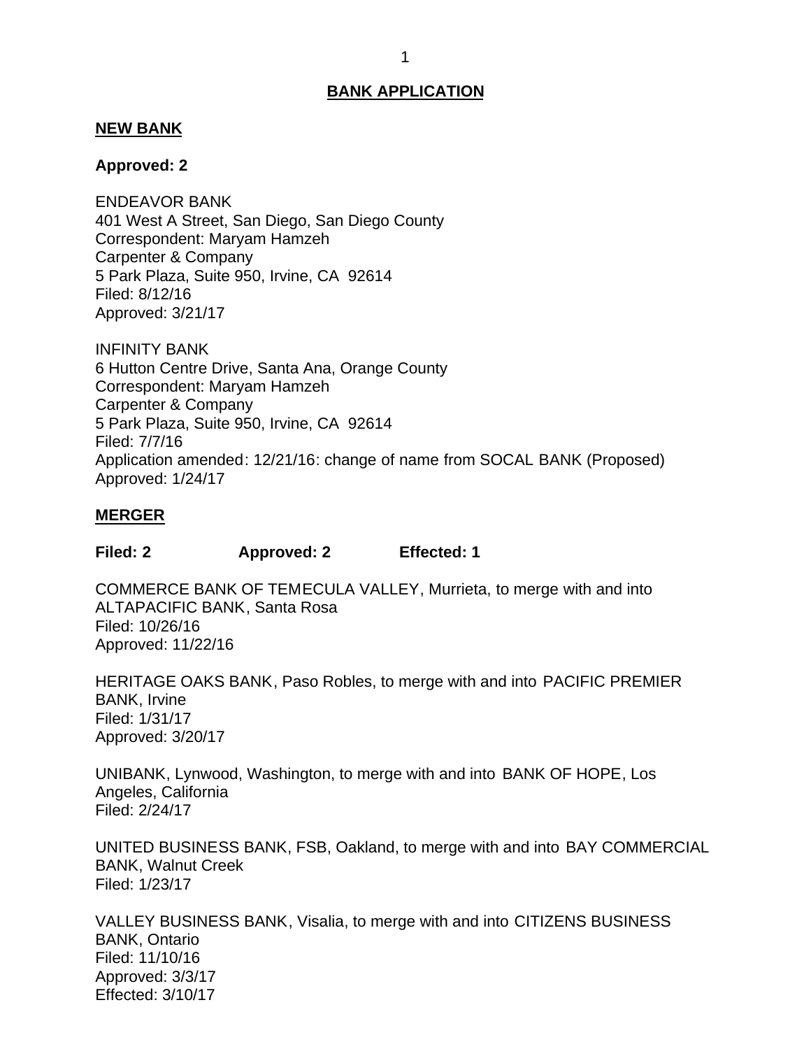# BANK APPLICATION

## NEW BANK

**Approved: 2**

ENDEAVOR BANK
401 West A Street, San Diego, San Diego County
Correspondent: Maryam Hamzeh
Carpenter & Company
5 Park Plaza, Suite 950, Irvine, CA 92614
Filed: 8/12/16
Approved: 3/21/17

INFINITY BANK
6 Hutton Centre Drive, Santa Ana, Orange County
Correspondent: Maryam Hamzeh
Carpenter & Company
5 Park Plaza, Suite 950, Irvine, CA 92614
Filed: 7/7/16
Application amended: 12/21/16: change of name from SOCAL BANK (Proposed)
Approved: 1/24/17

## MERGER

**Filed: 2 Approved: 2 Effected: 1**

COMMERCE BANK OF TEMECULA VALLEY, Murrieta, to merge with and into ALTAPACIFIC BANK, Santa Rosa
Filed: 10/26/16
Approved: 11/22/16

HERITAGE OAKS BANK, Paso Robles, to merge with and into PACIFIC PREMIER BANK, Irvine
Filed: 1/31/17
Approved: 3/20/17

UNIBANK, Lynwood, Washington, to merge with and into BANK OF HOPE, Los Angeles, California
Filed: 2/24/17

UNITED BUSINESS BANK, FSB, Oakland, to merge with and into BAY COMMERCIAL BANK, Walnut Creek
Filed: 1/23/17

VALLEY BUSINESS BANK, Visalia, to merge with and into CITIZENS BUSINESS BANK, Ontario
Filed: 11/10/16
Approved: 3/3/17
Effected: 3/10/17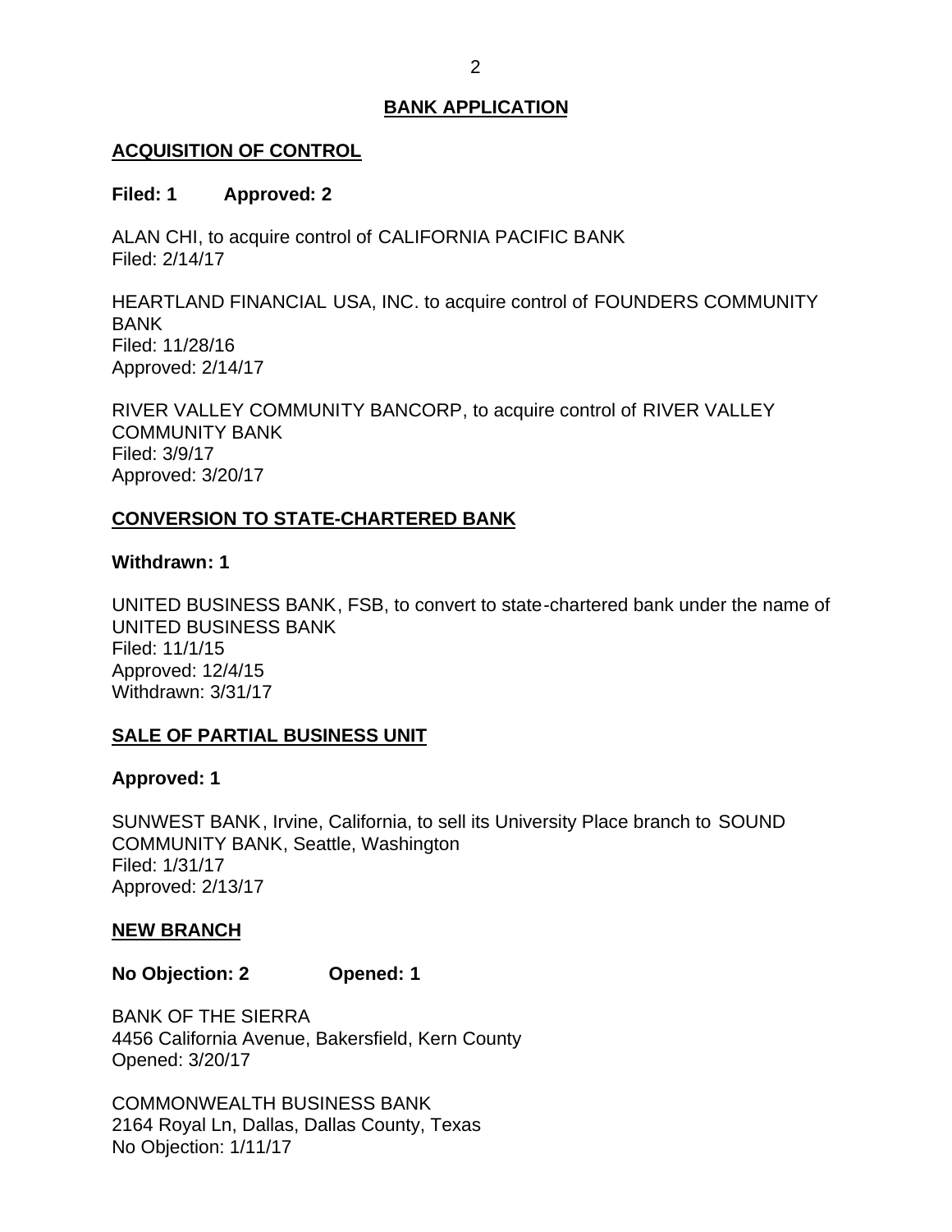## BANK APPLICATION

### ACQUISITION OF CONTROL

**Filed: 1 Approved: 2**

ALAN CHI, to acquire control of CALIFORNIA PACIFIC BANK
Filed: 2/14/17

HEARTLAND FINANCIAL USA, INC. to acquire control of FOUNDERS COMMUNITY BANK
Filed: 11/28/16
Approved: 2/14/17

RIVER VALLEY COMMUNITY BANCORP, to acquire control of RIVER VALLEY COMMUNITY BANK
Filed: 3/9/17
Approved: 3/20/17

### CONVERSION TO STATE-CHARTERED BANK

**Withdrawn: 1**

UNITED BUSINESS BANK, FSB, to convert to state-chartered bank under the name of UNITED BUSINESS BANK
Filed: 11/1/15
Approved: 12/4/15
Withdrawn: 3/31/17

### SALE OF PARTIAL BUSINESS UNIT

**Approved: 1**

SUNWEST BANK, Irvine, California, to sell its University Place branch to SOUND COMMUNITY BANK, Seattle, Washington
Filed: 1/31/17
Approved: 2/13/17

### NEW BRANCH

**No Objection: 2 Opened: 1**

BANK OF THE SIERRA
4456 California Avenue, Bakersfield, Kern County
Opened: 3/20/17

COMMONWEALTH BUSINESS BANK
2164 Royal Ln, Dallas, Dallas County, Texas
No Objection: 1/11/17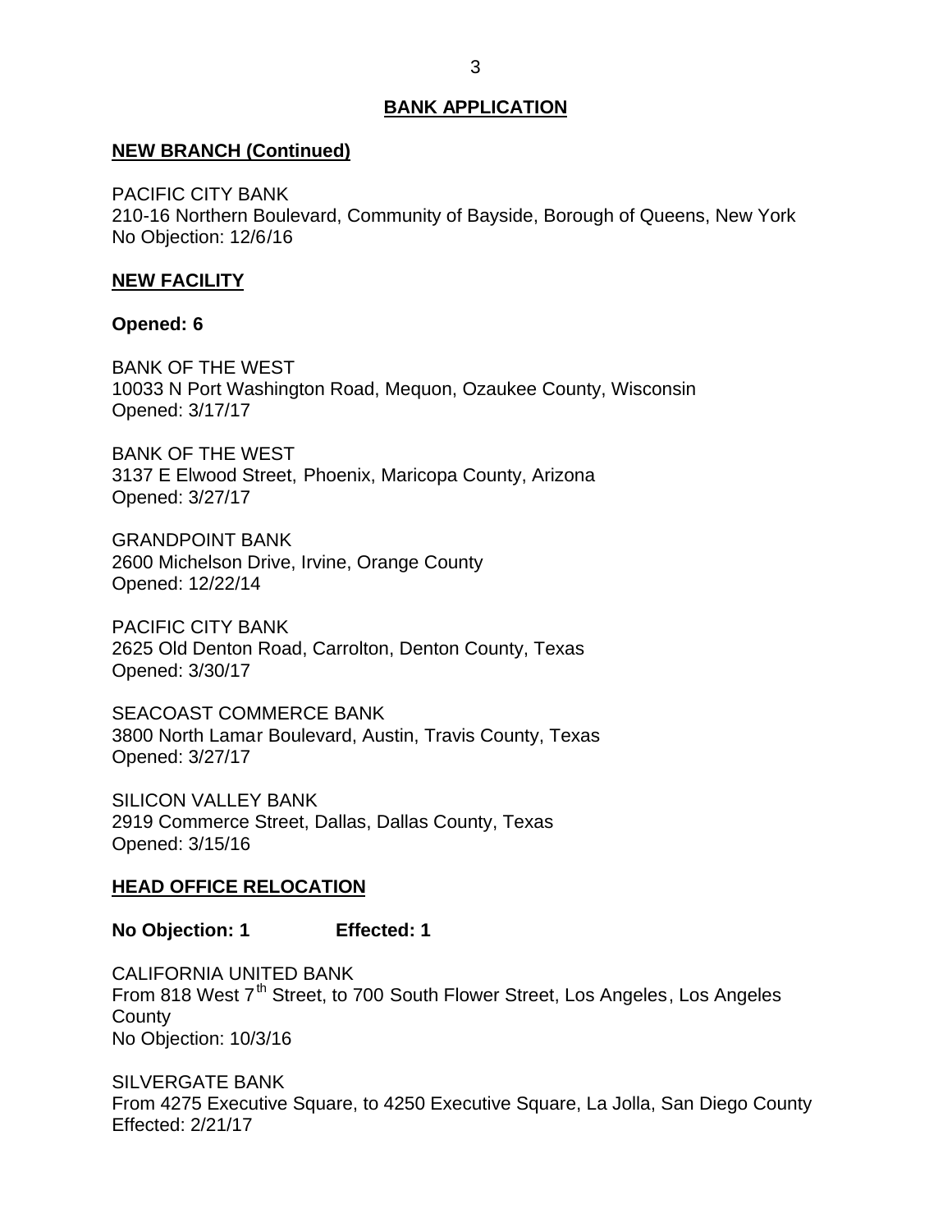## BANK APPLICATION

### NEW BRANCH (Continued)

PACIFIC CITY BANK
210-16 Northern Boulevard, Community of Bayside, Borough of Queens, New York
No Objection: 12/6/16

### NEW FACILITY

**Opened: 6**

BANK OF THE WEST
10033 N Port Washington Road, Mequon, Ozaukee County, Wisconsin
Opened: 3/17/17

BANK OF THE WEST
3137 E Elwood Street, Phoenix, Maricopa County, Arizona
Opened: 3/27/17

GRANDPOINT BANK
2600 Michelson Drive, Irvine, Orange County
Opened: 12/22/14

PACIFIC CITY BANK
2625 Old Denton Road, Carrolton, Denton County, Texas
Opened: 3/30/17

SEACOAST COMMERCE BANK
3800 North Lamar Boulevard, Austin, Travis County, Texas
Opened: 3/27/17

SILICON VALLEY BANK
2919 Commerce Street, Dallas, Dallas County, Texas
Opened: 3/15/16

### HEAD OFFICE RELOCATION

**No Objection: 1 Effected: 1**

CALIFORNIA UNITED BANK
From 818 West 7th Street, to 700 South Flower Street, Los Angeles, Los Angeles County
No Objection: 10/3/16

SILVERGATE BANK
From 4275 Executive Square, to 4250 Executive Square, La Jolla, San Diego County
Effected: 2/21/17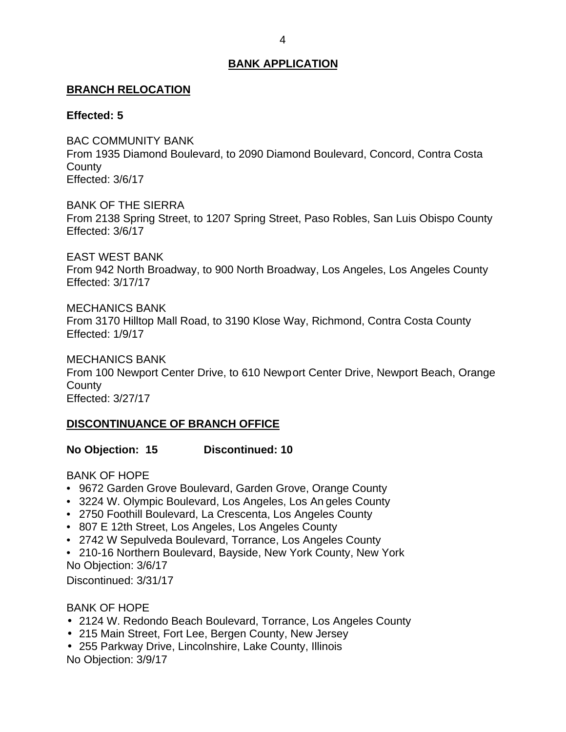## BANK APPLICATION

### BRANCH RELOCATION

**Effected: 5**

BAC COMMUNITY BANK
From 1935 Diamond Boulevard, to 2090 Diamond Boulevard, Concord, Contra Costa County
Effected: 3/6/17

BANK OF THE SIERRA
From 2138 Spring Street, to 1207 Spring Street, Paso Robles, San Luis Obispo County
Effected: 3/6/17

EAST WEST BANK
From 942 North Broadway, to 900 North Broadway, Los Angeles, Los Angeles County
Effected: 3/17/17

MECHANICS BANK
From 3170 Hilltop Mall Road, to 3190 Klose Way, Richmond, Contra Costa County
Effected: 1/9/17

MECHANICS BANK
From 100 Newport Center Drive, to 610 Newport Center Drive, Newport Beach, Orange County
Effected: 3/27/17

### DISCONTINUANCE OF BRANCH OFFICE

**No Objection: 15 Discontinued: 10**

BANK OF HOPE

- 9672 Garden Grove Boulevard, Garden Grove, Orange County
- 3224 W. Olympic Boulevard, Los Angeles, Los Angeles County
- 2750 Foothill Boulevard, La Crescenta, Los Angeles County
- 807 E 12th Street, Los Angeles, Los Angeles County
- 2742 W Sepulveda Boulevard, Torrance, Los Angeles County
- 210-16 Northern Boulevard, Bayside, New York County, New York

No Objection: 3/6/17
Discontinued: 3/31/17

BANK OF HOPE

- 2124 W. Redondo Beach Boulevard, Torrance, Los Angeles County
- 215 Main Street, Fort Lee, Bergen County, New Jersey
- 255 Parkway Drive, Lincolnshire, Lake County, Illinois

No Objection: 3/9/17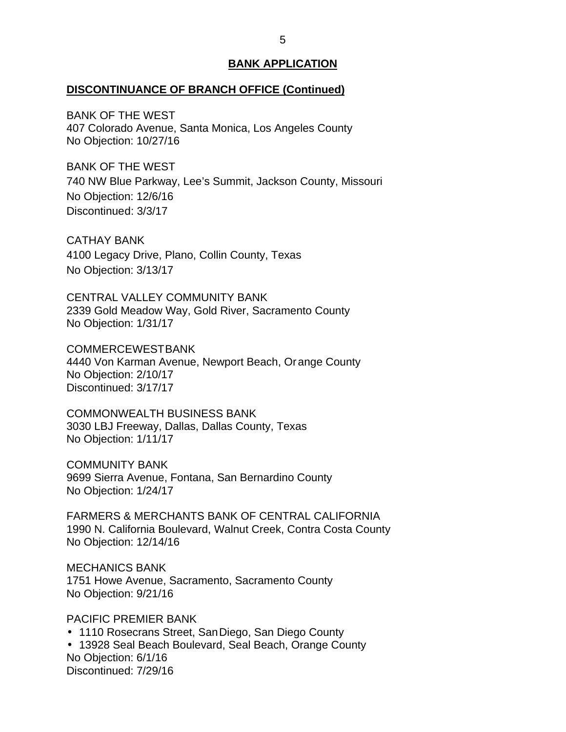## BANK APPLICATION

### DISCONTINUANCE OF BRANCH OFFICE (Continued)

BANK OF THE WEST
407 Colorado Avenue, Santa Monica, Los Angeles County
No Objection: 10/27/16

BANK OF THE WEST
740 NW Blue Parkway, Lee's Summit, Jackson County, Missouri
No Objection: 12/6/16
Discontinued: 3/3/17

CATHAY BANK
4100 Legacy Drive, Plano, Collin County, Texas
No Objection: 3/13/17

CENTRAL VALLEY COMMUNITY BANK
2339 Gold Meadow Way, Gold River, Sacramento County
No Objection: 1/31/17

COMMERCEWESTBANK
4440 Von Karman Avenue, Newport Beach, Orange County
No Objection: 2/10/17
Discontinued: 3/17/17

COMMONWEALTH BUSINESS BANK
3030 LBJ Freeway, Dallas, Dallas County, Texas
No Objection: 1/11/17

COMMUNITY BANK
9699 Sierra Avenue, Fontana, San Bernardino County
No Objection: 1/24/17

FARMERS & MERCHANTS BANK OF CENTRAL CALIFORNIA
1990 N. California Boulevard, Walnut Creek, Contra Costa County
No Objection: 12/14/16

MECHANICS BANK
1751 Howe Avenue, Sacramento, Sacramento County
No Objection: 9/21/16

PACIFIC PREMIER BANK
- 1110 Rosecrans Street, San Diego, San Diego County
- 13928 Seal Beach Boulevard, Seal Beach, Orange County

No Objection: 6/1/16
Discontinued: 7/29/16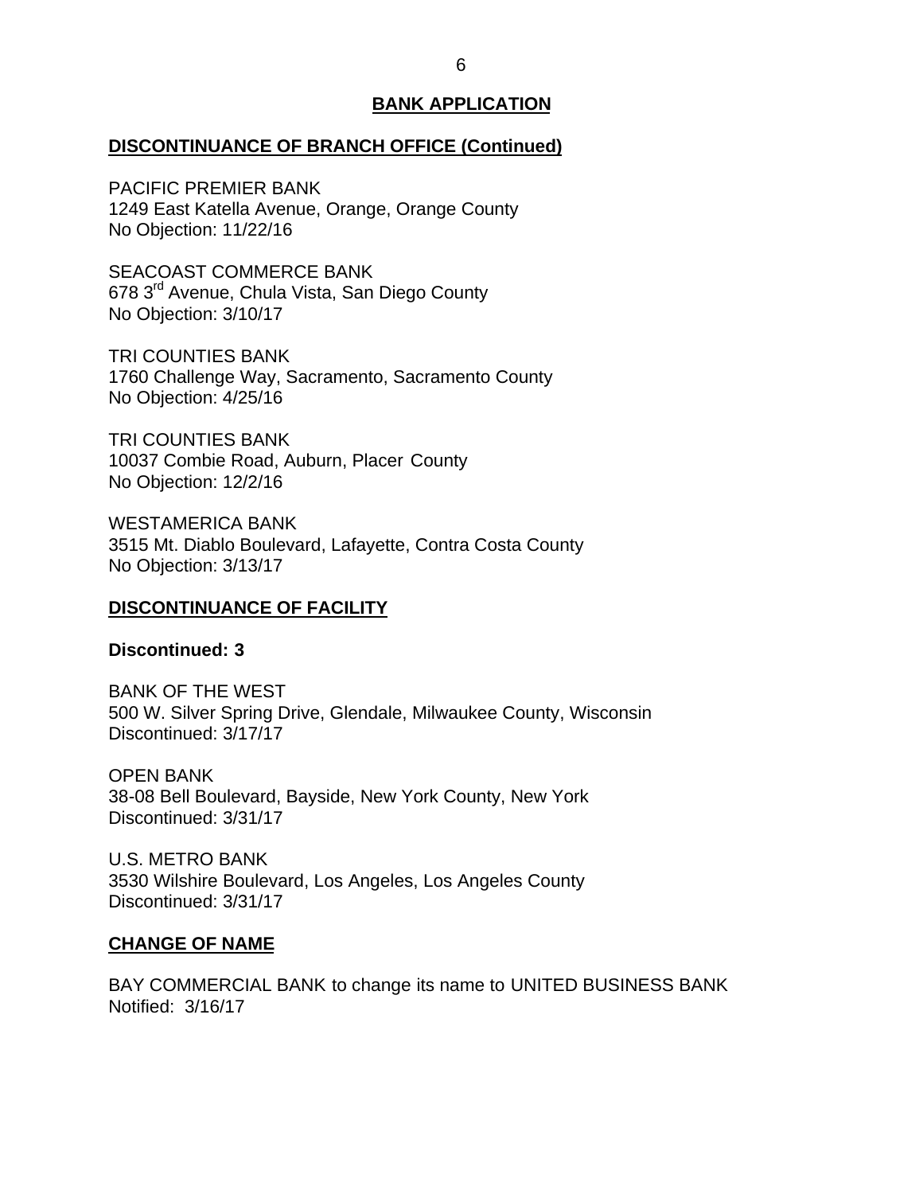## BANK APPLICATION

### DISCONTINUANCE OF BRANCH OFFICE (Continued)

PACIFIC PREMIER BANK
1249 East Katella Avenue, Orange, Orange County
No Objection: 11/22/16

SEACOAST COMMERCE BANK
678 3rd Avenue, Chula Vista, San Diego County
No Objection: 3/10/17

TRI COUNTIES BANK
1760 Challenge Way, Sacramento, Sacramento County
No Objection: 4/25/16

TRI COUNTIES BANK
10037 Combie Road, Auburn, Placer County
No Objection: 12/2/16

WESTAMERICA BANK
3515 Mt. Diablo Boulevard, Lafayette, Contra Costa County
No Objection: 3/13/17

### DISCONTINUANCE OF FACILITY

**Discontinued: 3**

BANK OF THE WEST
500 W. Silver Spring Drive, Glendale, Milwaukee County, Wisconsin
Discontinued: 3/17/17

OPEN BANK
38-08 Bell Boulevard, Bayside, New York County, New York
Discontinued: 3/31/17

U.S. METRO BANK
3530 Wilshire Boulevard, Los Angeles, Los Angeles County
Discontinued: 3/31/17

### CHANGE OF NAME

BAY COMMERCIAL BANK to change its name to UNITED BUSINESS BANK
Notified: 3/16/17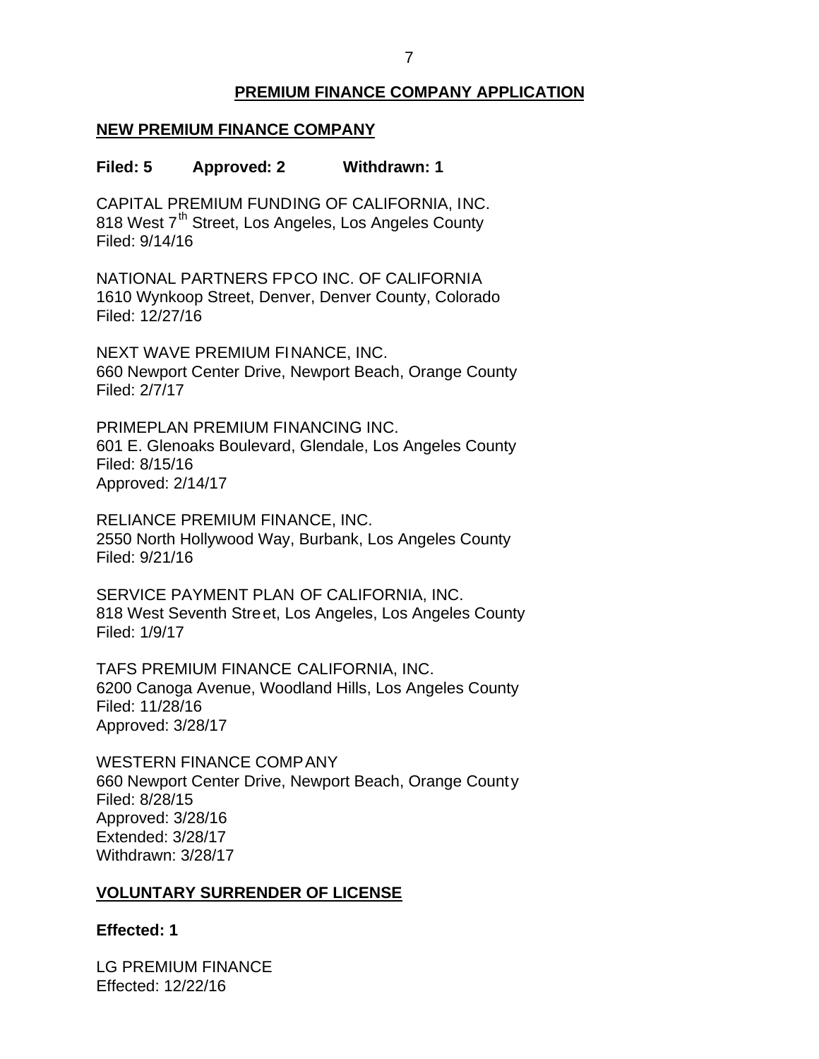## PREMIUM FINANCE COMPANY APPLICATION

### NEW PREMIUM FINANCE COMPANY

**Filed: 5 Approved: 2 Withdrawn: 1**

CAPITAL PREMIUM FUNDING OF CALIFORNIA, INC.
818 West 7th Street, Los Angeles, Los Angeles County
Filed: 9/14/16

NATIONAL PARTNERS FPCO INC. OF CALIFORNIA
1610 Wynkoop Street, Denver, Denver County, Colorado
Filed: 12/27/16

NEXT WAVE PREMIUM FINANCE, INC.
660 Newport Center Drive, Newport Beach, Orange County
Filed: 2/7/17

PRIMEPLAN PREMIUM FINANCING INC.
601 E. Glenoaks Boulevard, Glendale, Los Angeles County
Filed: 8/15/16
Approved: 2/14/17

RELIANCE PREMIUM FINANCE, INC.
2550 North Hollywood Way, Burbank, Los Angeles County
Filed: 9/21/16

SERVICE PAYMENT PLAN OF CALIFORNIA, INC.
818 West Seventh Street, Los Angeles, Los Angeles County
Filed: 1/9/17

TAFS PREMIUM FINANCE CALIFORNIA, INC.
6200 Canoga Avenue, Woodland Hills, Los Angeles County
Filed: 11/28/16
Approved: 3/28/17

WESTERN FINANCE COMPANY
660 Newport Center Drive, Newport Beach, Orange County
Filed: 8/28/15
Approved: 3/28/16
Extended: 3/28/17
Withdrawn: 3/28/17

### VOLUNTARY SURRENDER OF LICENSE

**Effected: 1**

LG PREMIUM FINANCE
Effected: 12/22/16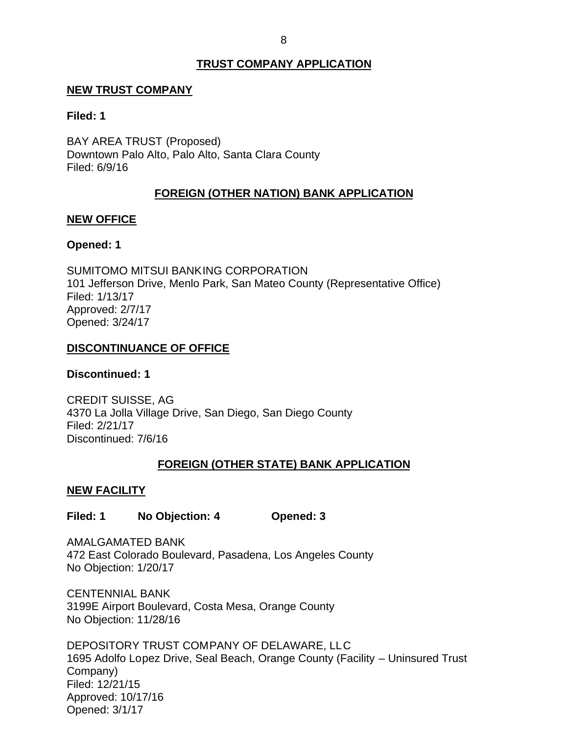## TRUST COMPANY APPLICATION

### NEW TRUST COMPANY

**Filed: 1**

BAY AREA TRUST (Proposed)
Downtown Palo Alto, Palo Alto, Santa Clara County
Filed: 6/9/16

## FOREIGN (OTHER NATION) BANK APPLICATION

### NEW OFFICE

**Opened: 1**

SUMITOMO MITSUI BANKING CORPORATION
101 Jefferson Drive, Menlo Park, San Mateo County (Representative Office)
Filed: 1/13/17
Approved: 2/7/17
Opened: 3/24/17

### DISCONTINUANCE OF OFFICE

**Discontinued: 1**

CREDIT SUISSE, AG
4370 La Jolla Village Drive, San Diego, San Diego County
Filed: 2/21/17
Discontinued: 7/6/16

## FOREIGN (OTHER STATE) BANK APPLICATION

### NEW FACILITY

**Filed: 1 No Objection: 4 Opened: 3**

AMALGAMATED BANK
472 East Colorado Boulevard, Pasadena, Los Angeles County
No Objection: 1/20/17

CENTENNIAL BANK
3199E Airport Boulevard, Costa Mesa, Orange County
No Objection: 11/28/16

DEPOSITORY TRUST COMPANY OF DELAWARE, LLC
1695 Adolfo Lopez Drive, Seal Beach, Orange County (Facility – Uninsured Trust Company)
Filed: 12/21/15
Approved: 10/17/16
Opened: 3/1/17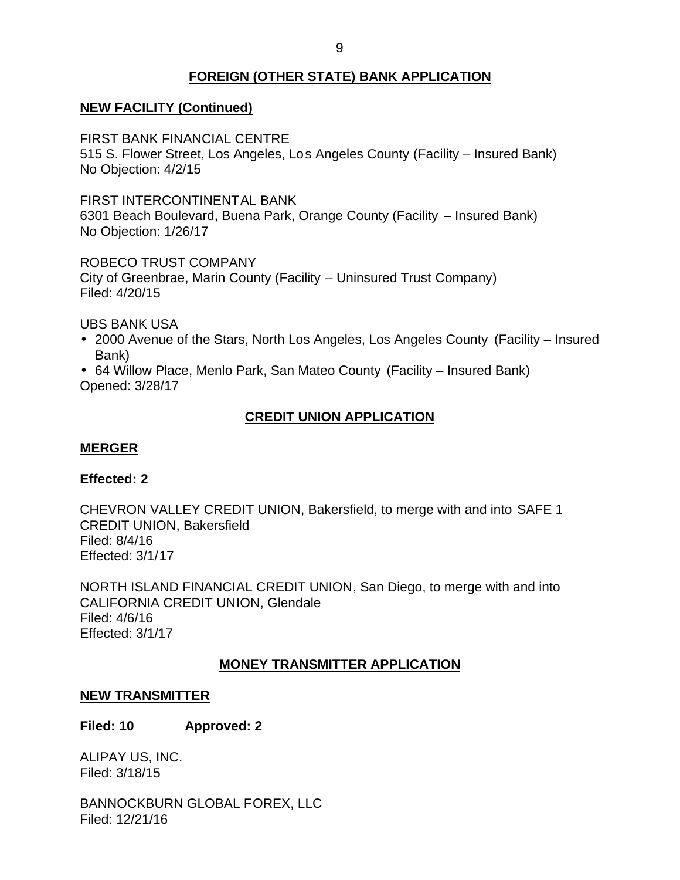## FOREIGN (OTHER STATE) BANK APPLICATION

### NEW FACILITY (Continued)

FIRST BANK FINANCIAL CENTRE
515 S. Flower Street, Los Angeles, Los Angeles County (Facility – Insured Bank)
No Objection: 4/2/15

FIRST INTERCONTINENTAL BANK
6301 Beach Boulevard, Buena Park, Orange County (Facility – Insured Bank)
No Objection: 1/26/17

ROBECO TRUST COMPANY
City of Greenbrae, Marin County (Facility – Uninsured Trust Company)
Filed: 4/20/15

UBS BANK USA

- 2000 Avenue of the Stars, North Los Angeles, Los Angeles County (Facility – Insured Bank)
- 64 Willow Place, Menlo Park, San Mateo County (Facility – Insured Bank)

Opened: 3/28/17

## CREDIT UNION APPLICATION

### MERGER

**Effected: 2**

CHEVRON VALLEY CREDIT UNION, Bakersfield, to merge with and into SAFE 1 CREDIT UNION, Bakersfield
Filed: 8/4/16
Effected: 3/1/17

NORTH ISLAND FINANCIAL CREDIT UNION, San Diego, to merge with and into CALIFORNIA CREDIT UNION, Glendale
Filed: 4/6/16
Effected: 3/1/17

## MONEY TRANSMITTER APPLICATION

### NEW TRANSMITTER

**Filed: 10 Approved: 2**

ALIPAY US, INC.
Filed: 3/18/15

BANNOCKBURN GLOBAL FOREX, LLC
Filed: 12/21/16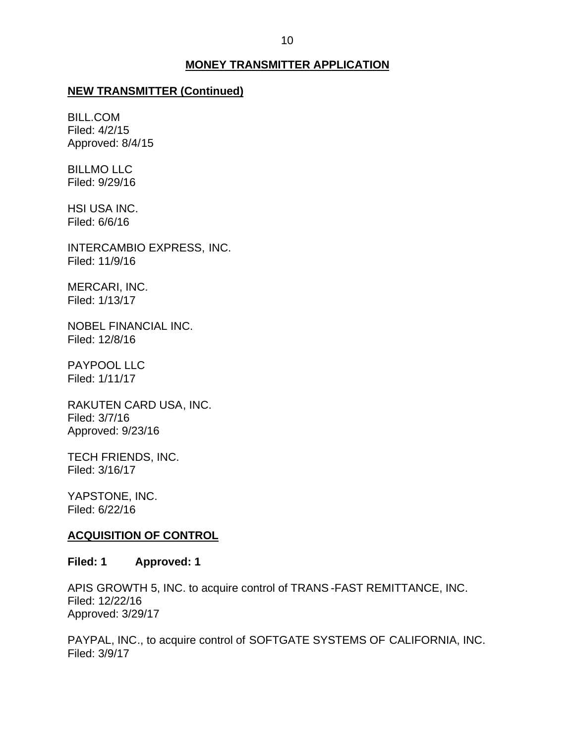## MONEY TRANSMITTER APPLICATION

### NEW TRANSMITTER (Continued)

BILL.COM
Filed: 4/2/15
Approved: 8/4/15

BILLMO LLC
Filed: 9/29/16

HSI USA INC.
Filed: 6/6/16

INTERCAMBIO EXPRESS, INC.
Filed: 11/9/16

MERCARI, INC.
Filed: 1/13/17

NOBEL FINANCIAL INC.
Filed: 12/8/16

PAYPOOL LLC
Filed: 1/11/17

RAKUTEN CARD USA, INC.
Filed: 3/7/16
Approved: 9/23/16

TECH FRIENDS, INC.
Filed: 3/16/17

YAPSTONE, INC.
Filed: 6/22/16

### ACQUISITION OF CONTROL

**Filed: 1 Approved: 1**

APIS GROWTH 5, INC. to acquire control of TRANS-FAST REMITTANCE, INC.
Filed: 12/22/16
Approved: 3/29/17

PAYPAL, INC., to acquire control of SOFTGATE SYSTEMS OF CALIFORNIA, INC.
Filed: 3/9/17